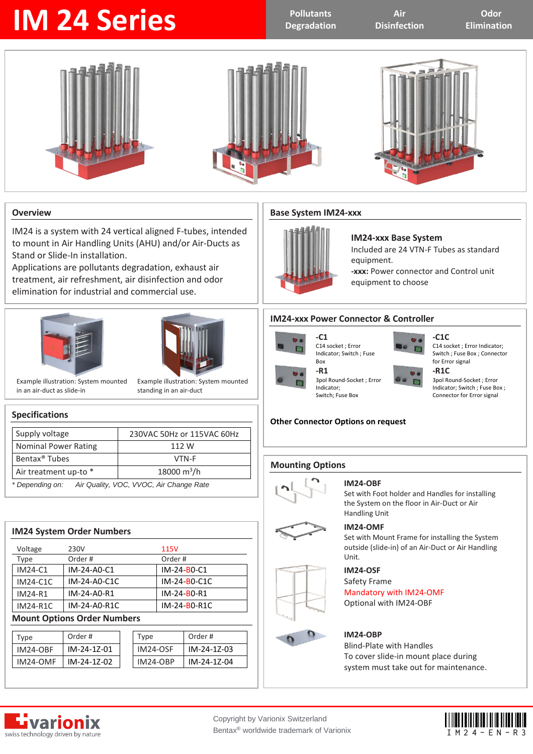# IM 24 Series

Pollutants Degradation | Air Disinfection | Odor Elimination

## Overview

IM24 is a system with 24 vertical aligned F-tubes, intended to mount in Air Handling Units (AHU) and/or Air-Ducts as Stand or Slide-In installation.
Applications are pollutants degradation, exhaust air treatment, air refreshment, air disinfection and odor elimination for industrial and commercial use.

Example illustration: System mounted in an air-duct as slide-in

Example illustration: System mounted standing in an air-duct

## Specifications

| | |
|---|---|
| Supply voltage | 230VAC 50Hz or 115VAC 60Hz |
| Nominal Power Rating | 112 W |
| Bentax® Tubes | VTN-F |
| Air treatment up-to * | 18000 $m^3$/h |

*\* Depending on: Air Quality, VOC, VVOC, Air Change Rate*

## IM24 System Order Numbers

| Voltage | 230V | 115V |
|---|---|---|
| Type | Order # | Order # |
| IM24-C1 | IM-24-A0-C1 | IM-24-B0-C1 |
| IM24-C1C | IM-24-A0-C1C | IM-24-B0-C1C |
| IM24-R1 | IM-24-A0-R1 | IM-24-B0-R1 |
| IM24-R1C | IM-24-A0-R1C | IM-24-B0-R1C |

## Mount Options Order Numbers

| Type | Order # |
|---|---|
| IM24-OBF | IM-24-1Z-01 |
| IM24-OMF | IM-24-1Z-02 |

| Type | Order # |
|---|---|
| IM24-OSF | IM-24-1Z-03 |
| IM24-OBP | IM-24-1Z-04 |

## Base System IM24-xxx

### IM24-xxx Base System

Included are 24 VTN-F Tubes as standard equipment.
**-xxx:** Power connector and Control unit equipment to choose

## IM24-xxx Power Connector & Controller

**-C1**
C14 socket ; Error Indicator; Switch ; Fuse Box

**-C1C**
C14 socket ; Error Indicator; Switch ; Fuse Box ; Connector for Error signal

**-R1**
3pol Round-Socket ; Error Indicator; Switch; Fuse Box

**-R1C**
3pol Round-Socket ; Error Indicator; Switch ; Fuse Box ; Connector for Error signal

**Other Connector Options on request**

## Mounting Options

**IM24-OBF**
Set with Foot holder and Handles for installing the System on the floor in Air-Duct or Air Handling Unit.

**IM24-OMF**
Set with Mount Frame for installing the System outside (slide-in) of an Air-Duct or Air Handling Unit.

**IM24-OSF**
Safety Frame
Mandatory with IM24-OMF
Optional with IM24-OBF

**IM24-OBP**
Blind-Plate with Handles
To cover slide-in mount place during system must take out for maintenance.

varionix — swiss technology driven by nature

Copyright by Varionix Switzerland
Bentax® worldwide trademark of Varionix

IM24-EN-R3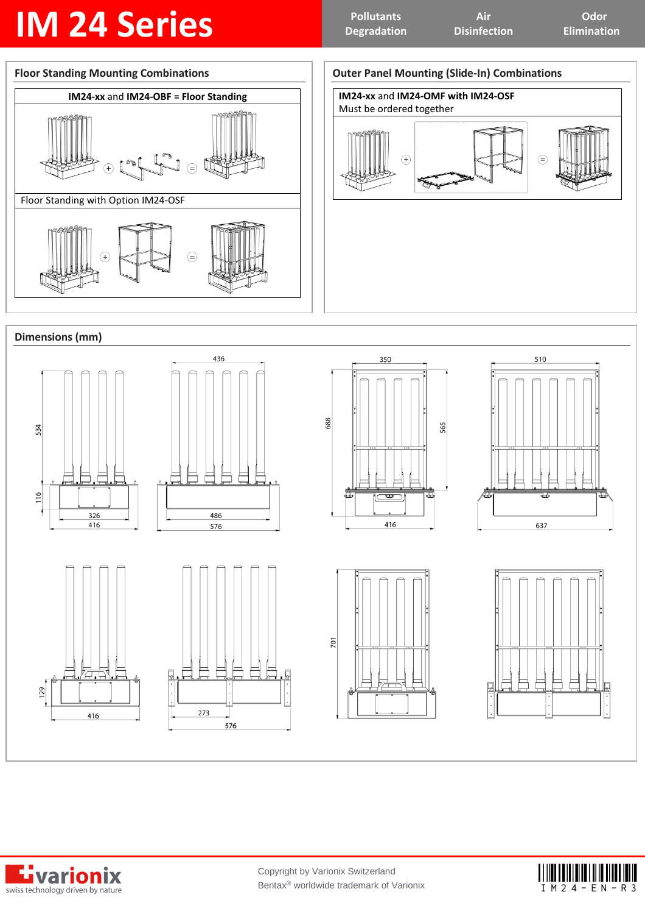# IM 24 Series

Pollutants Degradation | Air Disinfection | Odor Elimination

## Floor Standing Mounting Combinations

**IM24-xx** and **IM24-OBF = Floor Standing**

+ =

Floor Standing with Option IM24-OSF

+ =

## Outer Panel Mounting (Slide-In) Combinations

**IM24-xx** and **IM24-OMF with IM24-OSF**
Must be ordered together

+ =

## Dimensions (mm)

534
116
326
416

436
486
576

350
688
565
416

510
637

129
416

273
576

701

Copyright by Varionix Switzerland
Bentax® worldwide trademark of Varionix

IM24-EN-R3